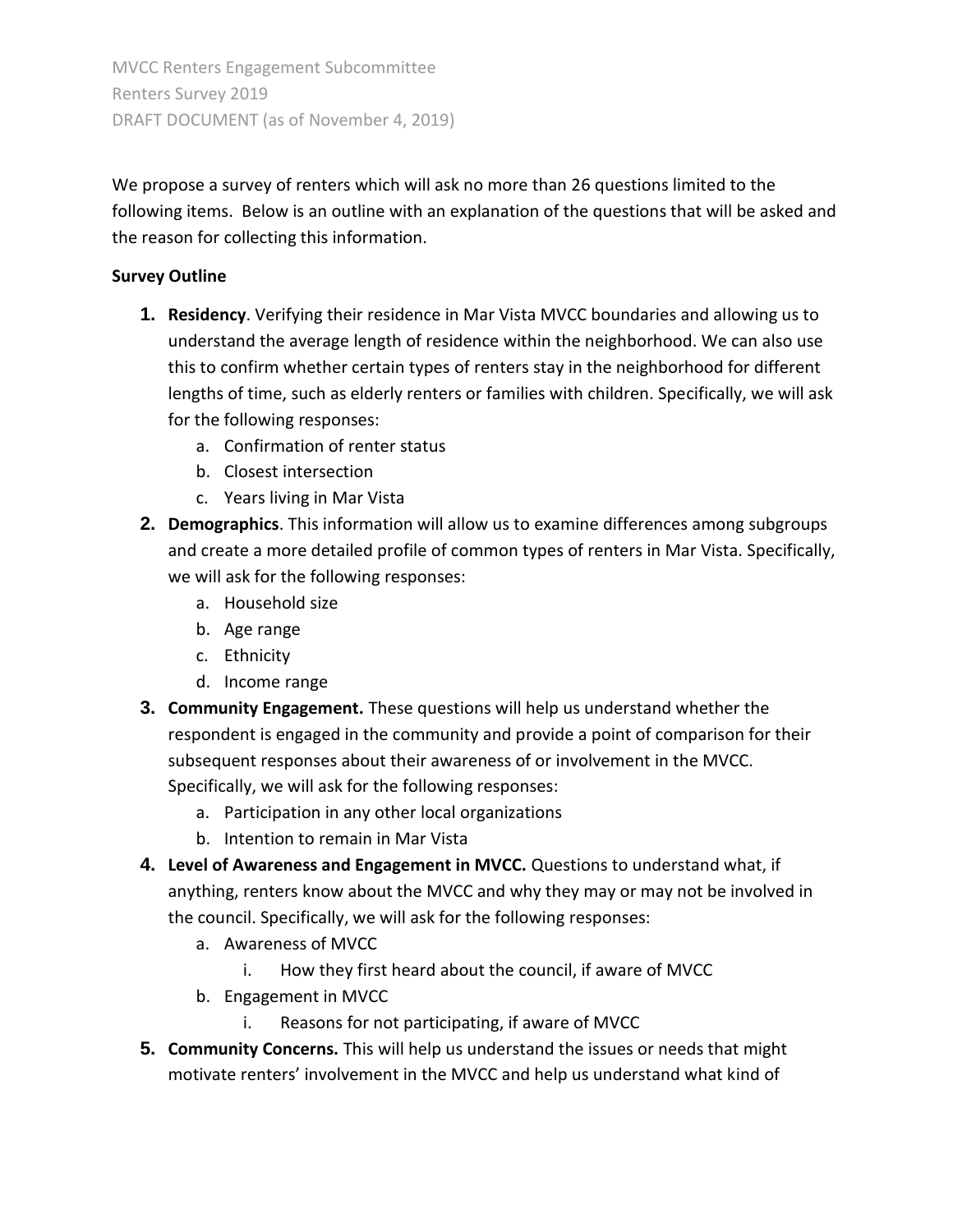MVCC Renters Engagement Subcommittee
Renters Survey 2019
DRAFT DOCUMENT (as of November 4, 2019)

We propose a survey of renters which will ask no more than 26 questions limited to the following items. Below is an outline with an explanation of the questions that will be asked and the reason for collecting this information.

**Survey Outline**

1. **Residency**. Verifying their residence in Mar Vista MVCC boundaries and allowing us to understand the average length of residence within the neighborhood. We can also use this to confirm whether certain types of renters stay in the neighborhood for different lengths of time, such as elderly renters or families with children. Specifically, we will ask for the following responses:
   a. Confirmation of renter status
   b. Closest intersection
   c. Years living in Mar Vista
2. **Demographics**. This information will allow us to examine differences among subgroups and create a more detailed profile of common types of renters in Mar Vista. Specifically, we will ask for the following responses:
   a. Household size
   b. Age range
   c. Ethnicity
   d. Income range
3. **Community Engagement.** These questions will help us understand whether the respondent is engaged in the community and provide a point of comparison for their subsequent responses about their awareness of or involvement in the MVCC. Specifically, we will ask for the following responses:
   a. Participation in any other local organizations
   b. Intention to remain in Mar Vista
4. **Level of Awareness and Engagement in MVCC.** Questions to understand what, if anything, renters know about the MVCC and why they may or may not be involved in the council. Specifically, we will ask for the following responses:
   a. Awareness of MVCC
      i. How they first heard about the council, if aware of MVCC
   b. Engagement in MVCC
      i. Reasons for not participating, if aware of MVCC
5. **Community Concerns.** This will help us understand the issues or needs that might motivate renters' involvement in the MVCC and help us understand what kind of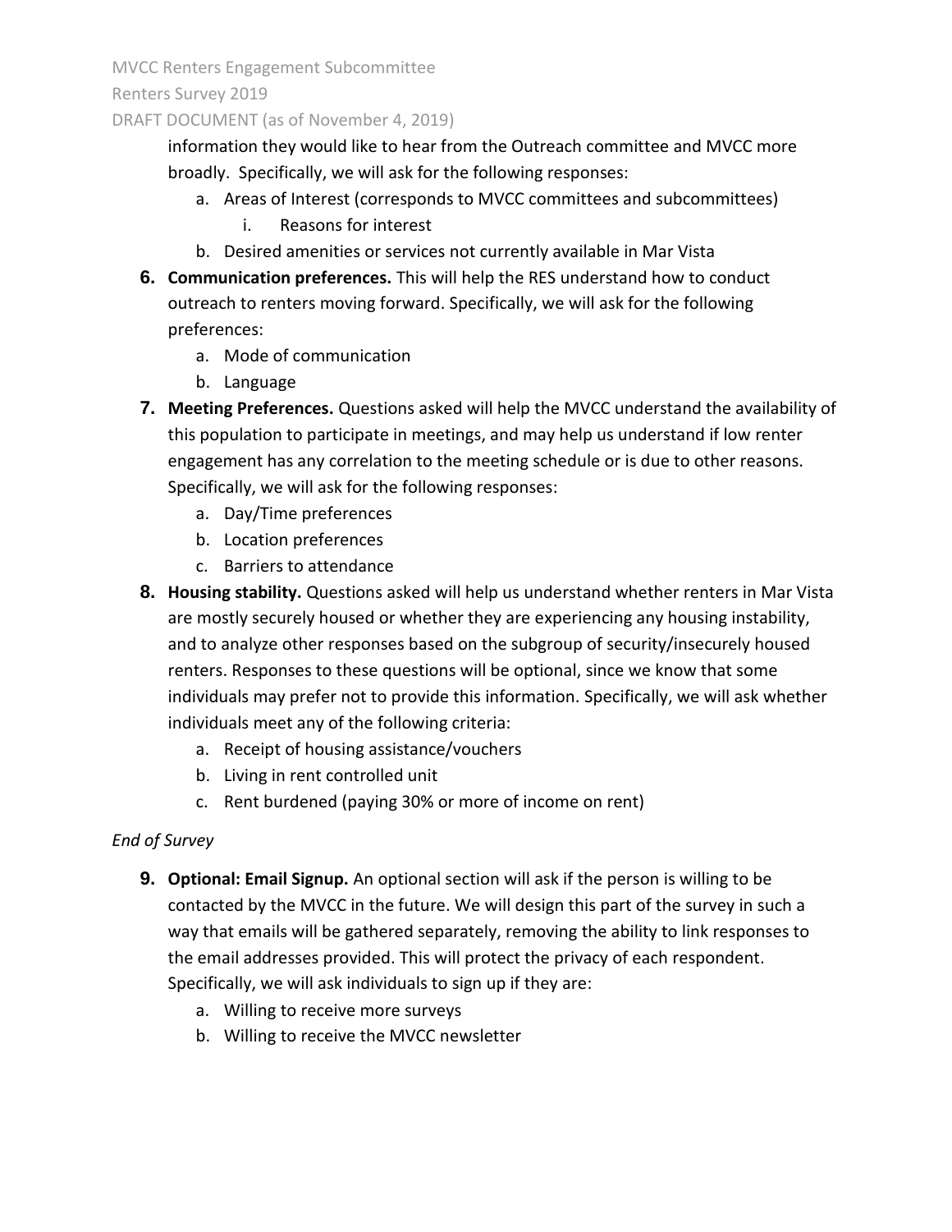information they would like to hear from the Outreach committee and MVCC more broadly. Specifically, we will ask for the following responses:

   a. Areas of Interest (corresponds to MVCC committees and subcommittees)
      i. Reasons for interest
   b. Desired amenities or services not currently available in Mar Vista

6. **Communication preferences.** This will help the RES understand how to conduct outreach to renters moving forward. Specifically, we will ask for the following preferences:
   a. Mode of communication
   b. Language
7. **Meeting Preferences.** Questions asked will help the MVCC understand the availability of this population to participate in meetings, and may help us understand if low renter engagement has any correlation to the meeting schedule or is due to other reasons. Specifically, we will ask for the following responses:
   a. Day/Time preferences
   b. Location preferences
   c. Barriers to attendance
8. **Housing stability.** Questions asked will help us understand whether renters in Mar Vista are mostly securely housed or whether they are experiencing any housing instability, and to analyze other responses based on the subgroup of security/insecurely housed renters. Responses to these questions will be optional, since we know that some individuals may prefer not to provide this information. Specifically, we will ask whether individuals meet any of the following criteria:
   a. Receipt of housing assistance/vouchers
   b. Living in rent controlled unit
   c. Rent burdened (paying 30% or more of income on rent)

*End of Survey*

9. **Optional: Email Signup.** An optional section will ask if the person is willing to be contacted by the MVCC in the future. We will design this part of the survey in such a way that emails will be gathered separately, removing the ability to link responses to the email addresses provided. This will protect the privacy of each respondent. Specifically, we will ask individuals to sign up if they are:
   a. Willing to receive more surveys
   b. Willing to receive the MVCC newsletter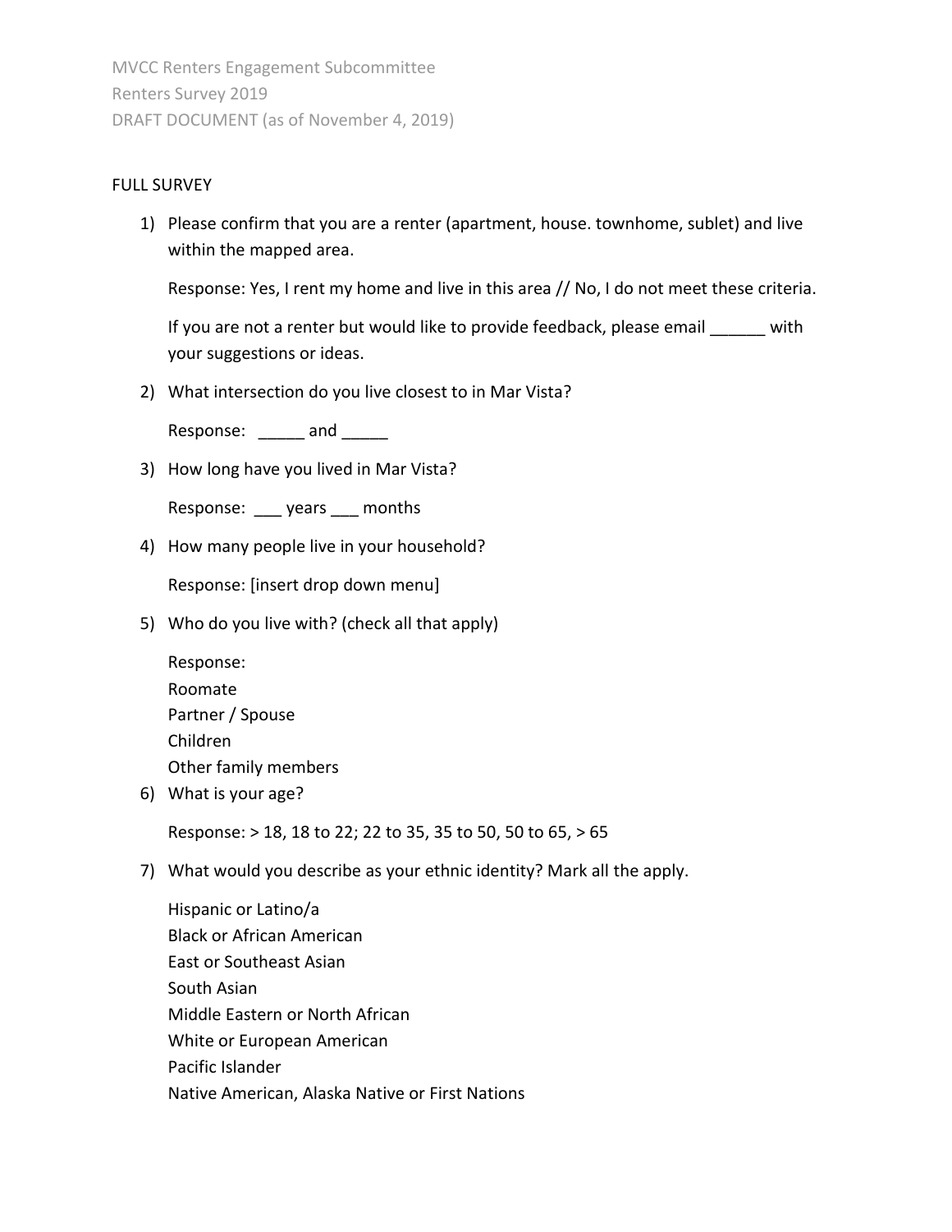FULL SURVEY

1) Please confirm that you are a renter (apartment, house. townhome, sublet) and live within the mapped area.

   Response: Yes, I rent my home and live in this area // No, I do not meet these criteria.

   If you are not a renter but would like to provide feedback, please email ______ with your suggestions or ideas.

2) What intersection do you live closest to in Mar Vista?

   Response: _____ and _____

3) How long have you lived in Mar Vista?

   Response: ___ years ___ months

4) How many people live in your household?

   Response: [insert drop down menu]

5) Who do you live with? (check all that apply)

   Response:
   Roomate
   Partner / Spouse
   Children
   Other family members

6) What is your age?

   Response: > 18, 18 to 22; 22 to 35, 35 to 50, 50 to 65, > 65

7) What would you describe as your ethnic identity? Mark all the apply.

   Hispanic or Latino/a
   Black or African American
   East or Southeast Asian
   South Asian
   Middle Eastern or North African
   White or European American
   Pacific Islander
   Native American, Alaska Native or First Nations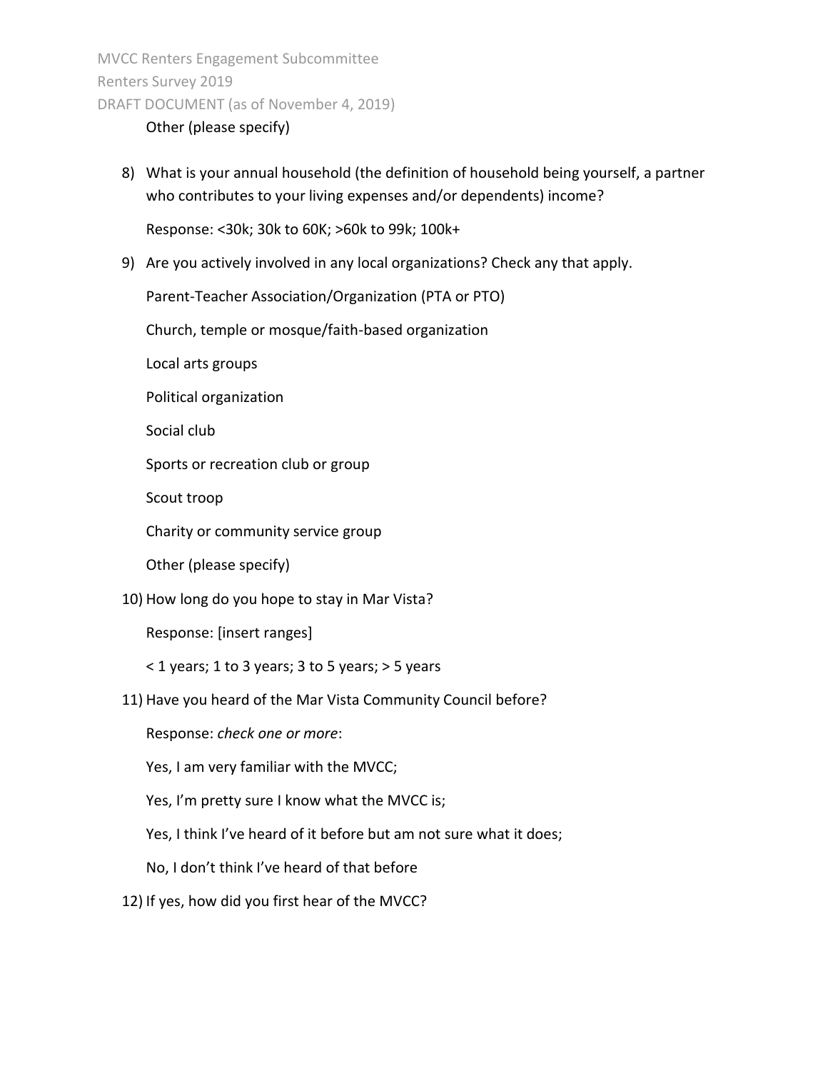Other (please specify)

8) What is your annual household (the definition of household being yourself, a partner who contributes to your living expenses and/or dependents) income?

   Response: <30k; 30k to 60K; >60k to 99k; 100k+

9) Are you actively involved in any local organizations? Check any that apply.

   Parent-Teacher Association/Organization (PTA or PTO)

   Church, temple or mosque/faith-based organization

   Local arts groups

   Political organization

   Social club

   Sports or recreation club or group

   Scout troop

   Charity or community service group

   Other (please specify)

10) How long do you hope to stay in Mar Vista?

    Response: [insert ranges]

    < 1 years; 1 to 3 years; 3 to 5 years; > 5 years

11) Have you heard of the Mar Vista Community Council before?

    Response: *check one or more*:

    Yes, I am very familiar with the MVCC;

    Yes, I'm pretty sure I know what the MVCC is;

    Yes, I think I've heard of it before but am not sure what it does;

    No, I don't think I've heard of that before

12) If yes, how did you first hear of the MVCC?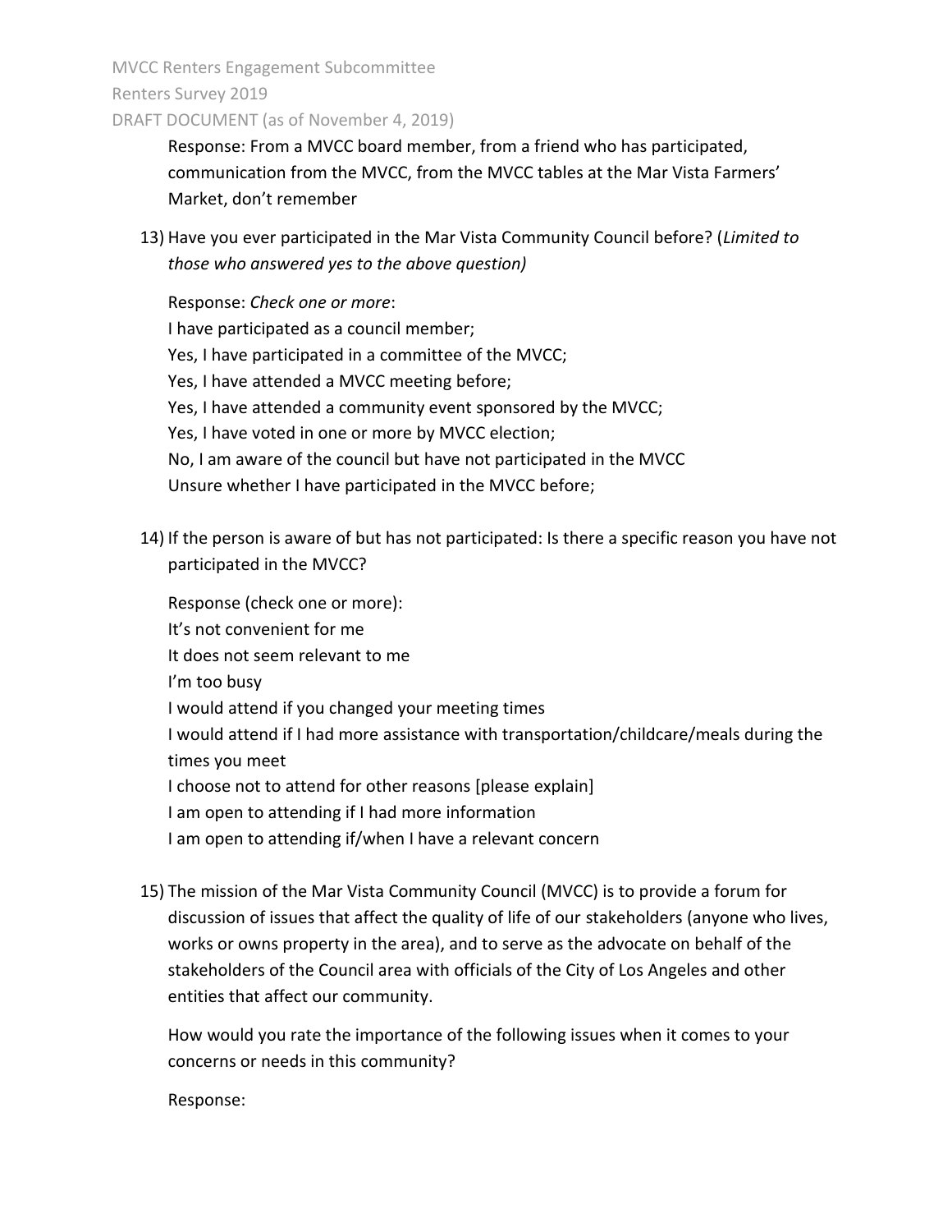Response: From a MVCC board member, from a friend who has participated, communication from the MVCC, from the MVCC tables at the Mar Vista Farmers' Market, don't remember

13) Have you ever participated in the Mar Vista Community Council before? (*Limited to those who answered yes to the above question)*

    Response: *Check one or more*:
    I have participated as a council member;
    Yes, I have participated in a committee of the MVCC;
    Yes, I have attended a MVCC meeting before;
    Yes, I have attended a community event sponsored by the MVCC;
    Yes, I have voted in one or more by MVCC election;
    No, I am aware of the council but have not participated in the MVCC
    Unsure whether I have participated in the MVCC before;

14) If the person is aware of but has not participated: Is there a specific reason you have not participated in the MVCC?

    Response (check one or more):
    It's not convenient for me
    It does not seem relevant to me
    I'm too busy
    I would attend if you changed your meeting times
    I would attend if I had more assistance with transportation/childcare/meals during the times you meet
    I choose not to attend for other reasons [please explain]
    I am open to attending if I had more information
    I am open to attending if/when I have a relevant concern

15) The mission of the Mar Vista Community Council (MVCC) is to provide a forum for discussion of issues that affect the quality of life of our stakeholders (anyone who lives, works or owns property in the area), and to serve as the advocate on behalf of the stakeholders of the Council area with officials of the City of Los Angeles and other entities that affect our community.

    How would you rate the importance of the following issues when it comes to your concerns or needs in this community?

    Response: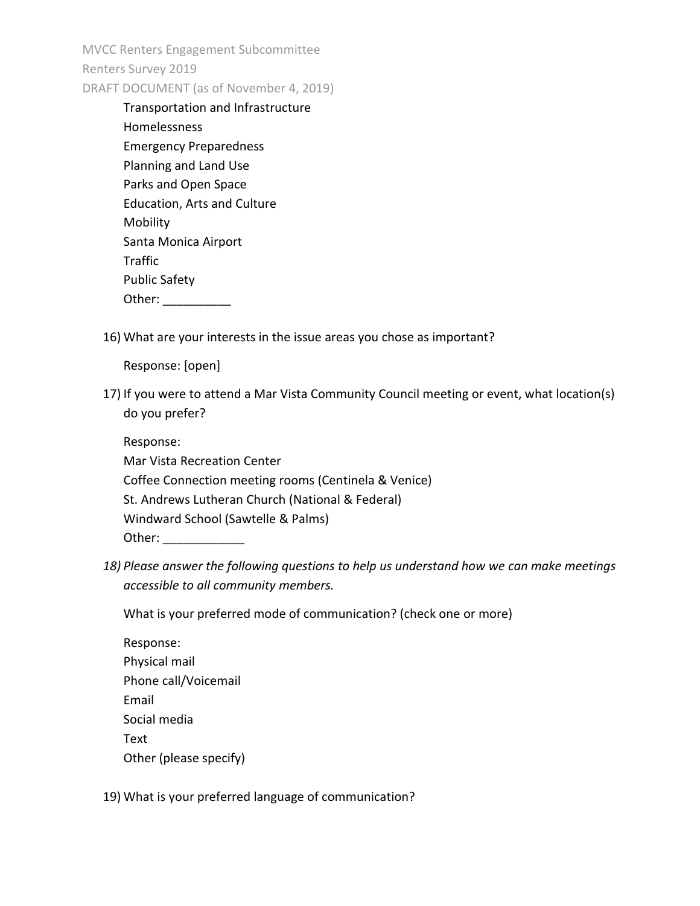Transportation and Infrastructure
Homelessness
Emergency Preparedness
Planning and Land Use
Parks and Open Space
Education, Arts and Culture
Mobility
Santa Monica Airport
Traffic
Public Safety
Other: __________

16) What are your interests in the issue areas you chose as important?

    Response: [open]

17) If you were to attend a Mar Vista Community Council meeting or event, what location(s) do you prefer?

    Response:
    Mar Vista Recreation Center
    Coffee Connection meeting rooms (Centinela & Venice)
    St. Andrews Lutheran Church (National & Federal)
    Windward School (Sawtelle & Palms)
    Other: ____________

18) *Please answer the following questions to help us understand how we can make meetings accessible to all community members.*

    What is your preferred mode of communication? (check one or more)

    Response:
    Physical mail
    Phone call/Voicemail
    Email
    Social media
    Text
    Other (please specify)

19) What is your preferred language of communication?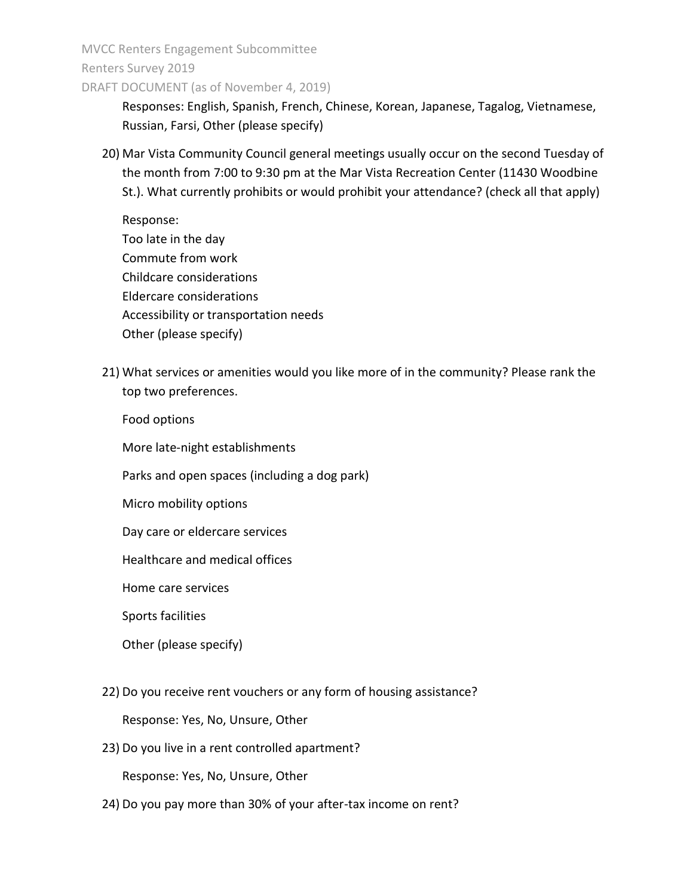Responses: English, Spanish, French, Chinese, Korean, Japanese, Tagalog, Vietnamese, Russian, Farsi, Other (please specify)

20) Mar Vista Community Council general meetings usually occur on the second Tuesday of the month from 7:00 to 9:30 pm at the Mar Vista Recreation Center (11430 Woodbine St.). What currently prohibits or would prohibit your attendance? (check all that apply)

    Response:
    Too late in the day
    Commute from work
    Childcare considerations
    Eldercare considerations
    Accessibility or transportation needs
    Other (please specify)

21) What services or amenities would you like more of in the community? Please rank the top two preferences.

    Food options

    More late-night establishments

    Parks and open spaces (including a dog park)

    Micro mobility options

    Day care or eldercare services

    Healthcare and medical offices

    Home care services

    Sports facilities

    Other (please specify)

22) Do you receive rent vouchers or any form of housing assistance?

    Response: Yes, No, Unsure, Other

23) Do you live in a rent controlled apartment?

    Response: Yes, No, Unsure, Other

24) Do you pay more than 30% of your after-tax income on rent?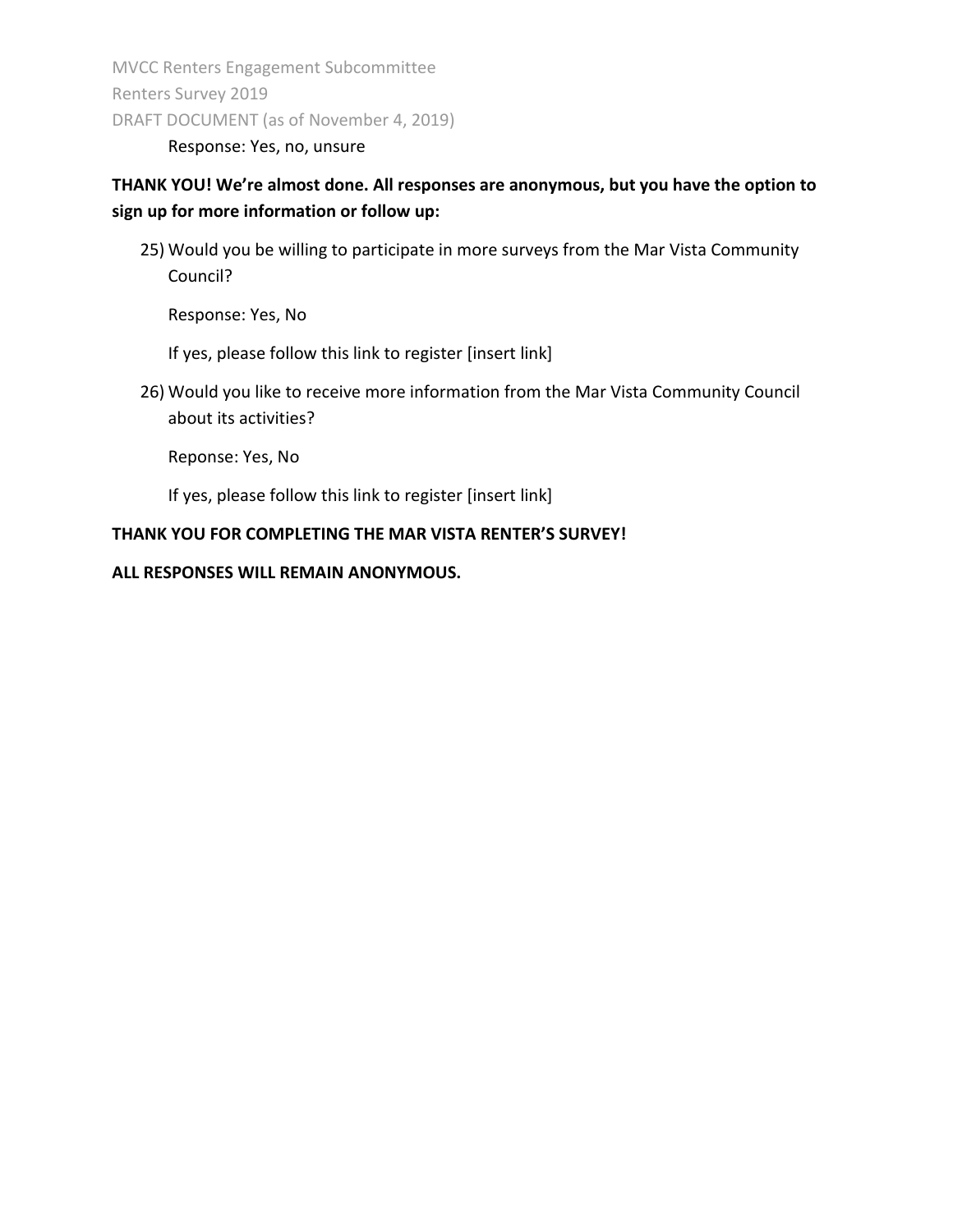Response: Yes, no, unsure

**THANK YOU! We're almost done. All responses are anonymous, but you have the option to sign up for more information or follow up:**

25) Would you be willing to participate in more surveys from the Mar Vista Community Council?

    Response: Yes, No

    If yes, please follow this link to register [insert link]

26) Would you like to receive more information from the Mar Vista Community Council about its activities?

    Reponse: Yes, No

    If yes, please follow this link to register [insert link]

**THANK YOU FOR COMPLETING THE MAR VISTA RENTER'S SURVEY!**

**ALL RESPONSES WILL REMAIN ANONYMOUS.**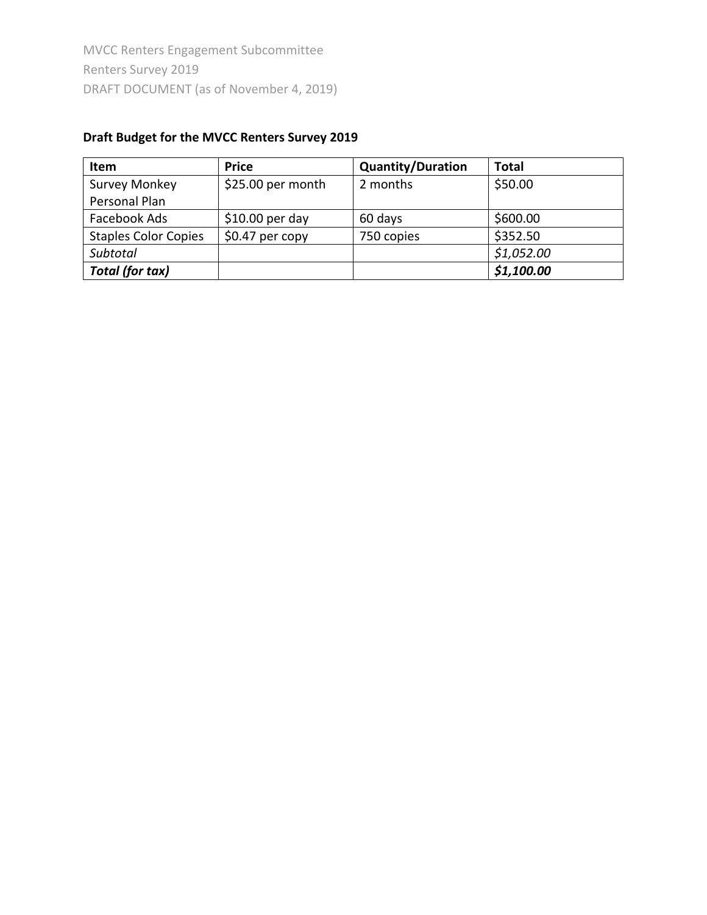MVCC Renters Engagement Subcommittee
Renters Survey 2019
DRAFT DOCUMENT (as of November 4, 2019)

**Draft Budget for the MVCC Renters Survey 2019**

| Item | Price | Quantity/Duration | Total |
|---|---|---|---|
| Survey Monkey Personal Plan | $25.00 per month | 2 months | $50.00 |
| Facebook Ads | $10.00 per day | 60 days | $600.00 |
| Staples Color Copies | $0.47 per copy | 750 copies | $352.50 |
| *Subtotal* | | | *$1,052.00* |
| ***Total (for tax)*** | | | ***$1,100.00*** |